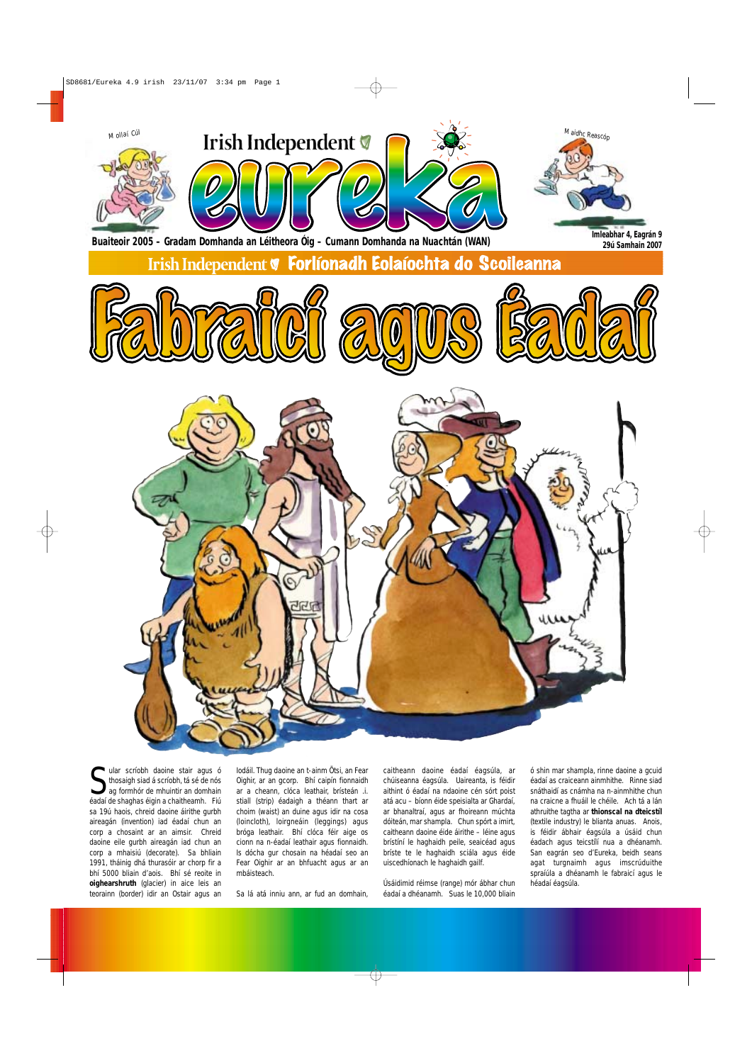Mollaí Cúl

# Irish Independent eureka

Maidhc Reascóp

**Buaiteoir 2005 – Gradam Domhanda an Léitheora Óig – Cumann Domhanda na Nuachtán (WAN)**

**Imleabhar 4, Eagrán 9**
**29ú Samhain 2007**

## Irish Independent Forlíonadh Eolaíochta do Scoileanna

# Fabraicí agus Éadaí

Sular scríobh daoine stair agus ó thosaigh siad á scríobh, tá sé de nós ag formhór de mhuintir an domhain éadaí de shaghas éigin a chaitheamh. Fiú sa 19ú haois, chreid daoine áirithe gurbh aireagán (invention) iad éadaí chun an corp a chosaint ar an aimsir. Chreid daoine eile gurbh aireagán iad chun an corp a mhaisiú (decorate). Sa bhliain 1991, tháinig dhá thurasóir ar chorp fir a bhí 5000 bliain d'aois. Bhí sé reoite in **oighearshruth** (glacier) in aice leis an teorainn (border) idir an Ostair agus an Iodáil. Thug daoine an t-ainm Ötsi, an Fear Oighir, ar an gcorp. Bhí caipín fionnaidh ar a cheann, clóca leathair, brístéan .i. stiall (strip) éadaigh a théann thart ar choim (waist) an duine agus idir na cosa (loincloth), loirgneáin (leggings) agus bróga leathair. Bhí clóca féir aige os cionn na n-éadaí leathair agus fionnaidh. Is dócha gur chosain na héadaí seo an Fear Oighir ar an bhfuacht agus ar an mbáisteach.

Sa lá atá inniu ann, ar fud an domhain, caitheann daoine éadaí éagsúla, ar chúiseanna éagsúla. Uaireanta, is féidir aithint ó éadaí na ndaoine cén sórt poist atá acu – bíonn éide speisialta ar Ghardaí, ar bhanaltraí, agus ar fhoireann múchta dóiteán, mar shampla. Chun spórt a imirt, caitheann daoine éide áirithe – léine agus brístíní le haghaidh peile, seaicéad agus bríste te le haghaidh sciála agus éide uiscedhíonach le haghaidh gailf.

Úsáidimid réimse (range) mór ábhar chun éadaí a dhéanamh. Suas le 10,000 bliain ó shin mar shampla, rinne daoine a gcuid éadaí as craiceann ainmhithe. Rinne siad snáthaidí as cnámha na n-ainmhithe chun na craicne a fhuáil le chéile. Ach tá a lán athruithe tagtha ar **thionscal na dteicstíl** (textile industry) le blianta anuas. Anois, is féidir ábhair éagsúla a úsáid chun éadach agus teicstílí nua a dhéanamh. San eagrán seo d'Eureka, beidh seans agat turgnaimh agus imscrúduithe spraíúla a dhéanamh le fabraicí agus le héadaí éagsúla.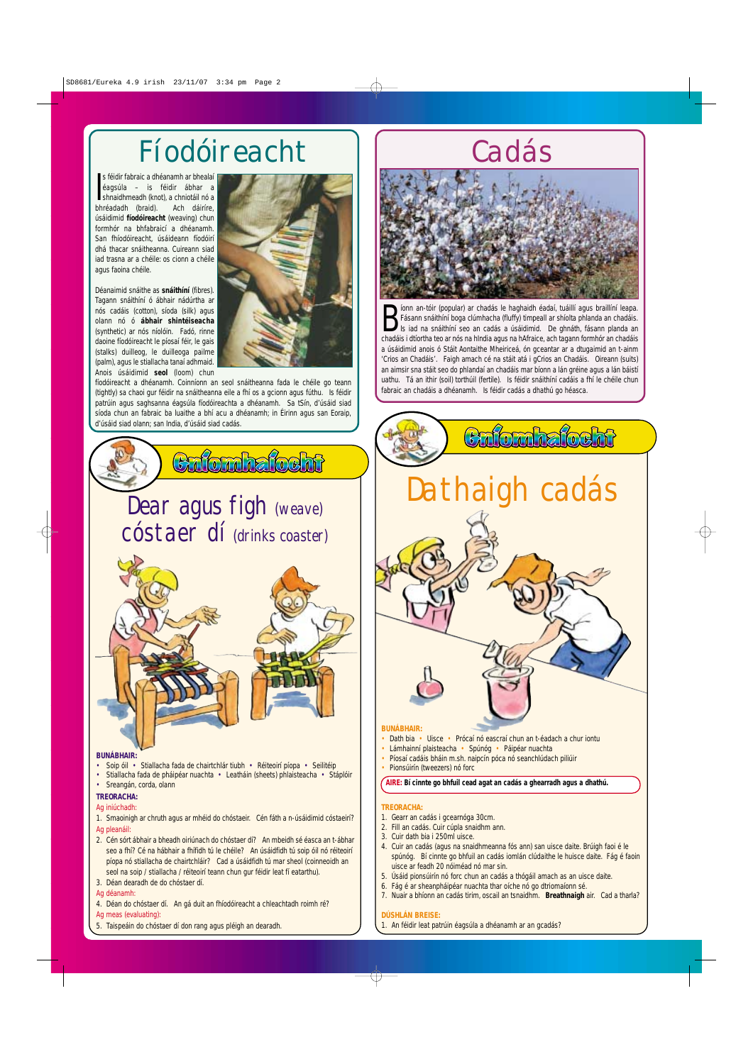# Fíodóireacht

Is féidir fabraic a dhéanamh ar bhealaí éagsúla – is féidir ábhar a shnaidhmeadh (knot), a chniotáil nó a bhréadadh (braid). Ach dáiríre, úsáidimid **fíodóireacht** (weaving) chun formhór na bhfabraicí a dhéanamh. San fhíodóireacht, úsáideann fíodóirí dhá thacar snáitheanna. Cuireann siad iad trasna ar a chéile: os cionn a chéile agus faoina chéile.

Déanaimid snáithe as **snáithíní** (fibres). Tagann snáithíní ó ábhair nádúrtha ar nós cadáis (cotton), síoda (silk) agus olann nó ó **ábhair shintéiseacha** (synthetic) ar nós níolóin. Fadó, rinne daoine fíodóireacht le píosaí féir, le gais (stalks) duilleog, le duilleoga pailme (palm), agus le stiallacha tanaí adhmaid. Anois úsáidimid **seol** (loom) chun fíodóireacht a dhéanamh. Coinníonn an seol snáitheanna fada le chéile go teann (tightly) sa chaoi gur féidir na snáitheanna eile a fhí os a gcionn agus fúthu. Is féidir patrúin agus saghsanna éagsúla fíodóireachta a dhéanamh. Sa tSín, d'úsáid siad síoda chun an fabraic ba luaithe a bhí acu a dhéanamh; in Éirinn agus san Eoraip, d'úsáid siad olann; san India, d'úsáid siad cadás.

# Cadás

Bíonn an-tóir (popular) ar chadás le haghaidh éadaí, tuáillí agus braillíní leapa. Fásann snáithíní boga clúmhacha (fluffy) timpeall ar shíolta phlanda an chadáis. Is iad na snáithíní seo an cadás a úsáidimid. De ghnáth, fásann planda an chadáis i dtíortha teo ar nós na hIndia agus na hAfraice, ach tagann formhór an chadáis a úsáidimid anois ó Stáit Aontaithe Mheiriceá, ón gceantar ar a dtugaimid an t-ainm 'Crios an Chadáis'. Faigh amach cé na stáit atá i gCrios an Chadáis. Oireann (suits) an aimsir sna stáit seo do phlandaí an chadáis mar bíonn a lán gréine agus a lán báistí uathu. Tá an ithir (soil) torthúil (fertile). Is féidir snáithíní cadáis a fhí le chéile chun fabraic an chadáis a dhéanamh. Is féidir cadás a dhathú go héasca.

## Gníomhaíocht

### Dear agus figh (weave) cóstaer dí (drinks coaster)

**BUNÁBHAIR:**

- Soip óil • Stiallacha fada de chairtchlár tiubh • Réiteoirí píopa • Seilitéip
- Stiallacha fada de pháipéar nuachta • Leatháin (sheets) phlaisteacha • Stáplóir
- Sreangán, corda, olann

**TREORACHA:**

Ag iniúchadh:

1. Smaoinigh ar chruth agus ar mhéid do chóstaeir. Cén fáth a n-úsáidimid cóstaeirí?

Ag pleanáil:

2. Cén sórt ábhair a bheadh oiriúnach do chóstaer dí? An mbeidh sé éasca an t-ábhar seo a fhí? Cé na hábhair a fhífidh tú le chéile? An úsáidfidh tú soip óil nó réiteoirí píopa nó stiallacha de chairtchláir? Cad a úsáidfidh tú mar sheol (coinneoidh an seol na soip / stiallacha / réiteoirí teann chun gur féidir leat fí eatarthu).
3. Déan dearadh de do chóstaer dí.

Ag déanamh:

4. Déan do chóstaer dí. An gá duit an fhíodóireacht a chleachtadh roimh ré?

Ag meas (evaluating):

5. Taispeáin do chóstaer dí don rang agus pléigh an dearadh.

## Gníomhaíocht

### Dathaigh cadás

**BUNÁBHAIR:**

- Dath bia • Uisce • Prócaí nó eascraí chun an t-éadach a chur iontu
- Lámhainní plaisteacha • Spúnóg • Páipéar nuachta
- Píosaí cadáis bháin m.sh. naipcín póca nó seanchlúdach piliúir
- Pionsúirín (tweezers) nó forc

**AIRE: Bí cinnte go bhfuil cead agat an cadás a ghearradh agus a dhathú.**

**TREORACHA:**

1. Gearr an cadás i gcearnóga 30cm.
2. Fill an cadás. Cuir cúpla snaidhm ann.
3. Cuir dath bia i 250ml uisce.
4. Cuir an cadás (agus na snaidhmeanna fós ann) san uisce daite. Brúigh faoi é le spúnóg. Bí cinnte go bhfuil an cadás iomlán clúdaithe le huisce daite. Fág é faoin uisce ar feadh 20 nóiméad nó mar sin.
5. Úsáid pionsúirín nó forc chun an cadás a thógáil amach as an uisce daite.
6. Fág é ar sheanpháipéar nuachta thar oíche nó go dtriomaíonn sé.
7. Nuair a bhíonn an cadás tirim, oscail an tsnaidhm. **Breathnaigh** air. Cad a tharla?

**DÚSHLÁN BREISE:**

1. An féidir leat patrúin éagsúla a dhéanamh ar an gcadás?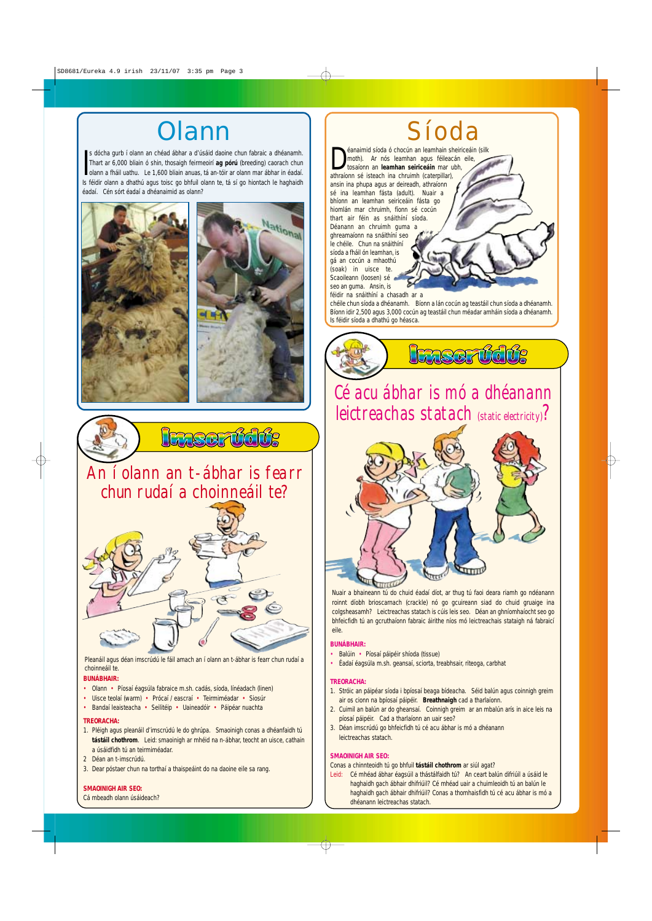# Olann

Is dócha gurb í olann an chéad ábhar a d'úsáid daoine chun fabraic a dhéanamh. Thart ar 6,000 bliain ó shin, thosaigh feirmeoirí **ag pórú** (breeding) caoraigh chun olann a fháil uathu. Le 1,600 bliain anuas, tá an-tóir ar olann mar ábhar in éadaí. Is féidir olann a dhathú agus toisc go bhfuil olann te, tá sí go hiontach le haghaidh éadaí. Cén sórt éadaí a dhéanaimid as olann?

## Imscrúdú:

### An í olann an t-ábhar is fearr chun rudaí a choinneáil te?

Pleanáil agus déan imscrúdú le fáil amach an í olann an t-ábhar is fearr chun rudaí a choinneáil te.

**BUNÁBHAIR:**

- Olann • Píosaí éagsúla fabraice m.sh. cadás, síoda, línéadach (linen)
- Uisce teolaí (warm) • Prócaí / eascraí • Teirmiméadar • Siosúr
- Bandaí leaisteacha • Seilitéip • Uaineadóir • Páipéar nuachta

**TREORACHA:**

1. Pléigh agus pleanáil d'imscrúdú le do ghrúpa. Smaoinigh conas a dhéanfaidh tú **tástáil chothrom**. Leid: smaoinigh ar mhéid na n-ábhar, teocht an uisce, cathain a úsáidfidh tú an teirmiméadar.
2. Déan an t-imscrúdú.
3. Dear póstaer chun na torthaí a thaispeáint do na daoine eile sa rang.

**SMAOINIGH AIR SEO:**

Cá mbeadh olann úsáideach?

# Síoda

Déanaimid síoda ó chocún an leamhain sheiriceáin (silk moth). Ar nós leamhan agus féileacán eile, tosaíonn an **leamhan seiriceáin** mar ubh, athraíonn sé isteach ina chruimh (caterpillar), ansin ina phupa agus ar deireadh, athraíonn sé ina leamhan fásta (adult). Nuair a bhíonn an leamhan seiriceáin fásta go hiomlán mar chruimh, fíonn sé cocún thart air féin as snáithíní síoda. Déanann an chruimh guma a ghreamaíonn na snáithíní seo le chéile. Chun na snáithíní síoda a fháil ón leamhan, is gá an cocún a mhaothú (soak) in uisce te. Scaoileann (loosen) sé seo an guma. Ansin, is féidir na snáithíní a chasadh ar a chéile chun síoda a dhéanamh. Bíonn a lán cocún ag teastáil chun síoda a dhéanamh. Bíonn idir 2,500 agus 3,000 cocún ag teastáil chun méadar amháin síoda a dhéanamh. Is féidir síoda a dhathú go héasca.

## Imscrúdú:

### Cé acu ábhar is mó a dhéanann leictreachas statach (static electricity)?

Nuair a bhaineann tú do chuid éadaí díot, ar thug tú faoi deara riamh go ndéanann roinnt díobh brioscarnach (crackle) nó go gcuireann siad do chuid gruaige ina colgsheasamh? Leictreachas statach is cúis leis seo. Déan an ghníomhaíocht seo go bhfeicfidh tú an gcruthaíonn fabraic áirithe níos mó leictreachais stataigh ná fabraicí eile.

**BUNÁBHAIR:**

- Balúin • Píosaí páipéir shíoda (tissue)
- Éadaí éagsúla m.sh. geansaí, sciorta, treabhsair, riteoga, carbhat

**TREORACHA:**

1. Stróic an páipéar síoda i bpíosaí beaga bídeacha. Séid balún agus coinnigh greim air os cionn na bpíosaí páipéir. **Breathnaigh** cad a tharlaíonn.
2. Cuimil an balún ar do gheansaí. Coinnigh greim ar an mbalún arís in aice leis na píosaí páipéir. Cad a tharlaíonn an uair seo?
3. Déan imscrúdú go bhfeicfidh tú cé acu ábhar is mó a dhéanann leictreachas statach.

**SMAOINIGH AIR SEO:**

Conas a chinnteoidh tú go bhfuil **tástáil chothrom** ar siúl agat?

Leid: Cé mhéad ábhar éagsúil a thástálfaidh tú? An ceart balún difriúil a úsáid le haghaidh gach ábhair dhifriúil? Cé mhéad uair a chuimleoidh tú an balún le haghaidh gach ábhair dhifriúil? Conas a thomhaisfidh tú cé acu ábhar is mó a dhéanann leictreachas statach.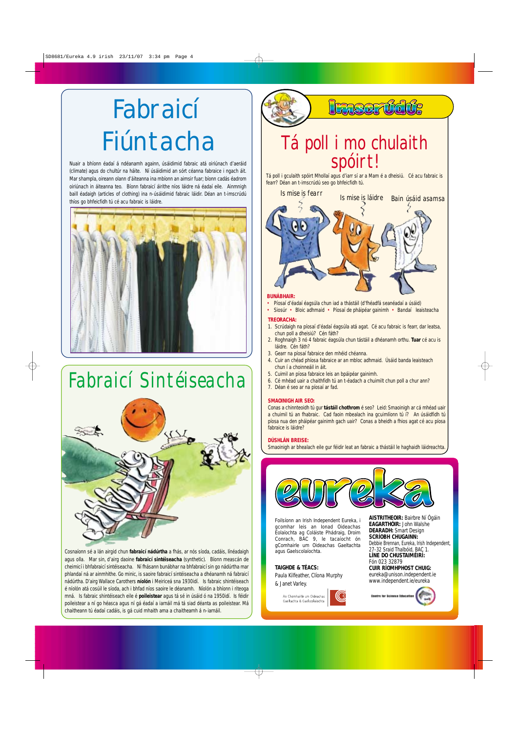# Fabraicí Fiúntacha

Nuair a bhíonn éadaí á ndéanamh againn, úsáidimid fabraic atá oiriúnach d'aeráid (climate) agus do chultúr na háite. Ní úsáidimid an sórt céanna fabraice i ngach áit. Mar shampla, oireann olann d'áiteanna ina mbíonn an aimsir fuar; bíonn cadás éadrom oiriúnach in áiteanna teo. Bíonn fabraicí áirithe níos láidre ná éadaí eile. Ainmnigh baill éadaigh (articles of clothing) ina n-úsáidimid fabraic láidir. Déan an t-imscrúdú thíos go bhfeicfidh tú cé acu fabraic is láidre.

# Fabraicí Sintéiseacha

Cosnaíonn sé a lán airgid chun **fabraicí nádúrtha** a fhás, ar nós síoda, cadáis, línéadaigh agus olla. Mar sin, d'airg daoine **fabraicí sintéiseacha** (synthetic). Bíonn meascán de cheimicí i bhfabraicí sintéiseacha. Ní fhásann bunábhar na bhfabraicí sin go nádúrtha mar phlandaí ná ar ainmhithe. Go minic, is saoire fabraicí sintéiseacha a dhéanamh ná fabraicí nádúrtha. D'airg Wallace Carothers **níolón** i Meiriceá sna 1930idí. Is fabraic shintéiseach é níolón atá cosúil le síoda, ach i bhfad níos saoire le déanamh. Níolón a bhíonn i riteoga mná. Is fabraic shintéiseach eile é **poileistear** agus tá sé in úsáid ó na 1950idí. Is féidir poileistear a ní go héasca agus ní gá éadaí a iarnáil má tá siad déanta as poileistear. Má chaitheann tú éadaí cadáis, is gá cuid mhaith ama a chaitheamh á n-iarnáil.

## Imscrúdú:

# Tá poll i mo chulaith spóirt!

Tá poll i gculaith spóirt Mhollaí agus d'iarr sí ar a Mam é a dheisiú. Cé acu fabraic is fearr? Déan an t-imscrúdú seo go bhfeicfidh tú.

Is mise is fearr

Is mise is láidre

Bain úsáid asamsa

**BUNÁBHAIR:**

- Píosaí d'éadaí éagsúla chun iad a thástáil (d'fhéadfá seanéadaí a úsáid)
- Siosúr • Bloic adhmaid • Píosaí de pháipéar gainimh • Bandaí leaisteacha

**TREORACHA:**

1. Scrúdaigh na píosaí d'éadaí éagsúla atá agat. Cé acu fabraic is fearr, dar leatsa, chun poll a dheisiú? Cén fáth?
2. Roghnaigh 3 nó 4 fabraic éagsúla chun tástáil a dhéanamh orthu. **Tuar** cé acu is láidre. Cén fáth?
3. Gearr na píosaí fabraice den mhéid chéanna.
4. Cuir an chéad phíosa fabraice ar an mbloc adhmaid. Úsáid banda leaisteach chun í a choinneáil in áit.
5. Cuimil an píosa fabraice leis an bpáipéar gainimh.
6. Cé mhéad uair a chaithfidh tú an t-éadach a chuimilt chun poll a chur ann?
7. Déan é seo ar na píosaí ar fad.

**SMAOINIGH AIR SEO:**

Conas a chinnteoidh tú gur **tástáil chothrom** é seo? Leid: Smaoinigh ar cá mhéad uair a chuimil tú an fhabraic. Cad faoin mbealach ina gcuimlíonn tú í? An úsáidfidh tú píosa nua den pháipéar gainimh gach uair? Conas a bheidh a fhios agat cé acu píosa fabraice is láidre?

**DÚSHLÁN BREISE:**

Smaoinigh ar bhealach eile gur féidir leat an fabraic a thástáil le haghaidh láidreachta.

# eureka

Foilsíonn an Irish Independent Eureka, i gcomhar leis an Ionad Oideachas Eolaíochta ag Coláiste Phádraig, Droim Conrach, BÁC 9, le tacaíocht ón gComhairle um Oideachas Gaeltachta agus Gaelscolaíochta.

**TAIGHDE & TÉACS:**
Paula Kilfeather, Clíona Murphy & Janet Varley.

An Chomhairle um Oideachas Gaeltachta & Gaelscolaíochta

**AISTRITHEOIR:** Bairbre Ní Ógáin
**EAGARTHÓIR:** John Walshe
**DEARADH:** Smart Design
**SCRÍOBH CHUGAINN:**
Debbie Brennan, Eureka, Irish Independent, 27-32 Sraid Thalbóid, BÁC 1.
**LÍNE DO CHUSTAIMÉIRÍ:**
Fón 023 32879
**CUIR RÍOMHPHOST CHUIG:**
eureka@unison.independent.ie
www.independent.ie/eureka

Centre for Science Education